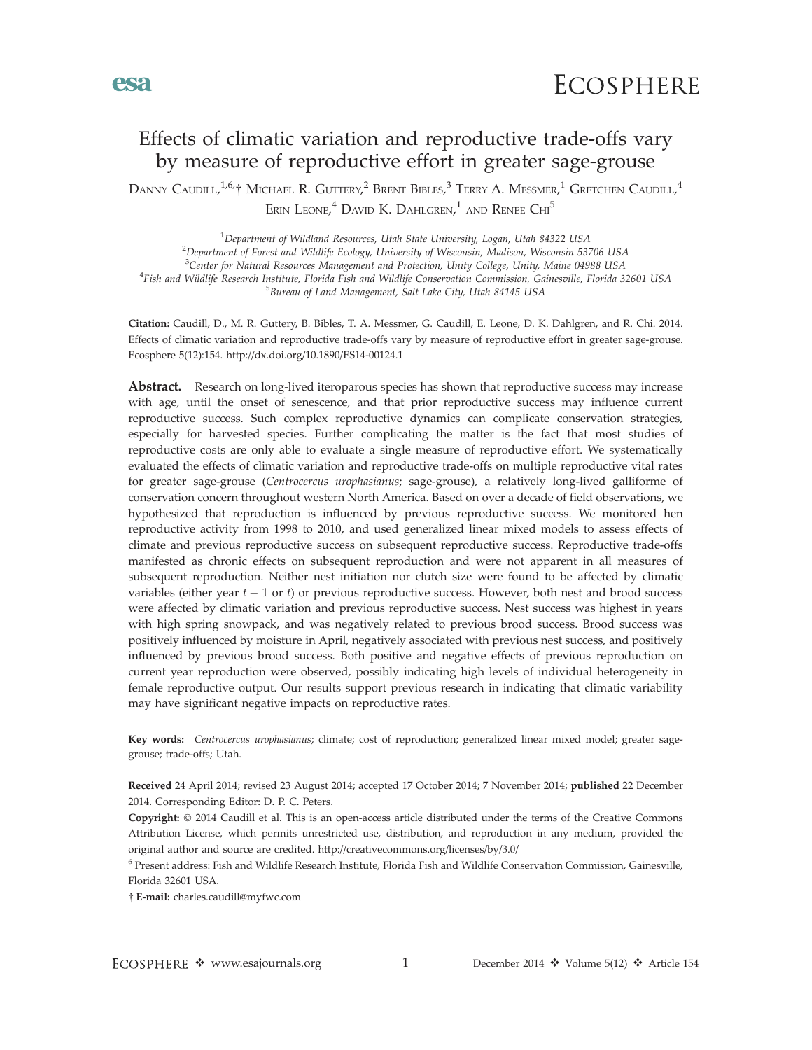# Effects of climatic variation and reproductive trade-offs vary by measure of reproductive effort in greater sage-grouse

Danny Caudill,[1,6,†] Michael R. Guttery,[2] Brent Bibles,[3] Terry A. Messmer,[1] Gretchen Caudill,[4] Erin Leone,[4] David K. Dahlgren,[1] and Renee Chi[5]

[1]Department of Wildland Resources, Utah State University, Logan, Utah 84322 USA
[2]Department of Forest and Wildlife Ecology, University of Wisconsin, Madison, Wisconsin 53706 USA
[3]Center for Natural Resources Management and Protection, Unity College, Unity, Maine 04988 USA
[4]Fish and Wildlife Research Institute, Florida Fish and Wildlife Conservation Commission, Gainesville, Florida 32601 USA
[5]Bureau of Land Management, Salt Lake City, Utah 84145 USA

**Citation:** Caudill, D., M. R. Guttery, B. Bibles, T. A. Messmer, G. Caudill, E. Leone, D. K. Dahlgren, and R. Chi. 2014. Effects of climatic variation and reproductive trade-offs vary by measure of reproductive effort in greater sage-grouse. Ecosphere 5(12):154. http://dx.doi.org/10.1890/ES14-00124.1

**Abstract.** Research on long-lived iteroparous species has shown that reproductive success may increase with age, until the onset of senescence, and that prior reproductive success may influence current reproductive success. Such complex reproductive dynamics can complicate conservation strategies, especially for harvested species. Further complicating the matter is the fact that most studies of reproductive costs are only able to evaluate a single measure of reproductive effort. We systematically evaluated the effects of climatic variation and reproductive trade-offs on multiple reproductive vital rates for greater sage-grouse (*Centrocercus urophasianus*; sage-grouse), a relatively long-lived galliforme of conservation concern throughout western North America. Based on over a decade of field observations, we hypothesized that reproduction is influenced by previous reproductive success. We monitored hen reproductive activity from 1998 to 2010, and used generalized linear mixed models to assess effects of climate and previous reproductive success on subsequent reproductive success. Reproductive trade-offs manifested as chronic effects on subsequent reproduction and were not apparent in all measures of subsequent reproduction. Neither nest initiation nor clutch size were found to be affected by climatic variables (either year $t - 1$ or $t$) or previous reproductive success. However, both nest and brood success were affected by climatic variation and previous reproductive success. Nest success was highest in years with high spring snowpack, and was negatively related to previous brood success. Brood success was positively influenced by moisture in April, negatively associated with previous nest success, and positively influenced by previous brood success. Both positive and negative effects of previous reproduction on current year reproduction were observed, possibly indicating high levels of individual heterogeneity in female reproductive output. Our results support previous research in indicating that climatic variability may have significant negative impacts on reproductive rates.

**Key words:** *Centrocercus urophasianus*; climate; cost of reproduction; generalized linear mixed model; greater sage-grouse; trade-offs; Utah.

**Received** 24 April 2014; revised 23 August 2014; accepted 17 October 2014; 7 November 2014; **published** 22 December 2014. Corresponding Editor: D. P. C. Peters.

**Copyright:** © 2014 Caudill et al. This is an open-access article distributed under the terms of the Creative Commons Attribution License, which permits unrestricted use, distribution, and reproduction in any medium, provided the original author and source are credited. http://creativecommons.org/licenses/by/3.0/

[6] Present address: Fish and Wildlife Research Institute, Florida Fish and Wildlife Conservation Commission, Gainesville, Florida 32601 USA.

† **E-mail:** charles.caudill@myfwc.com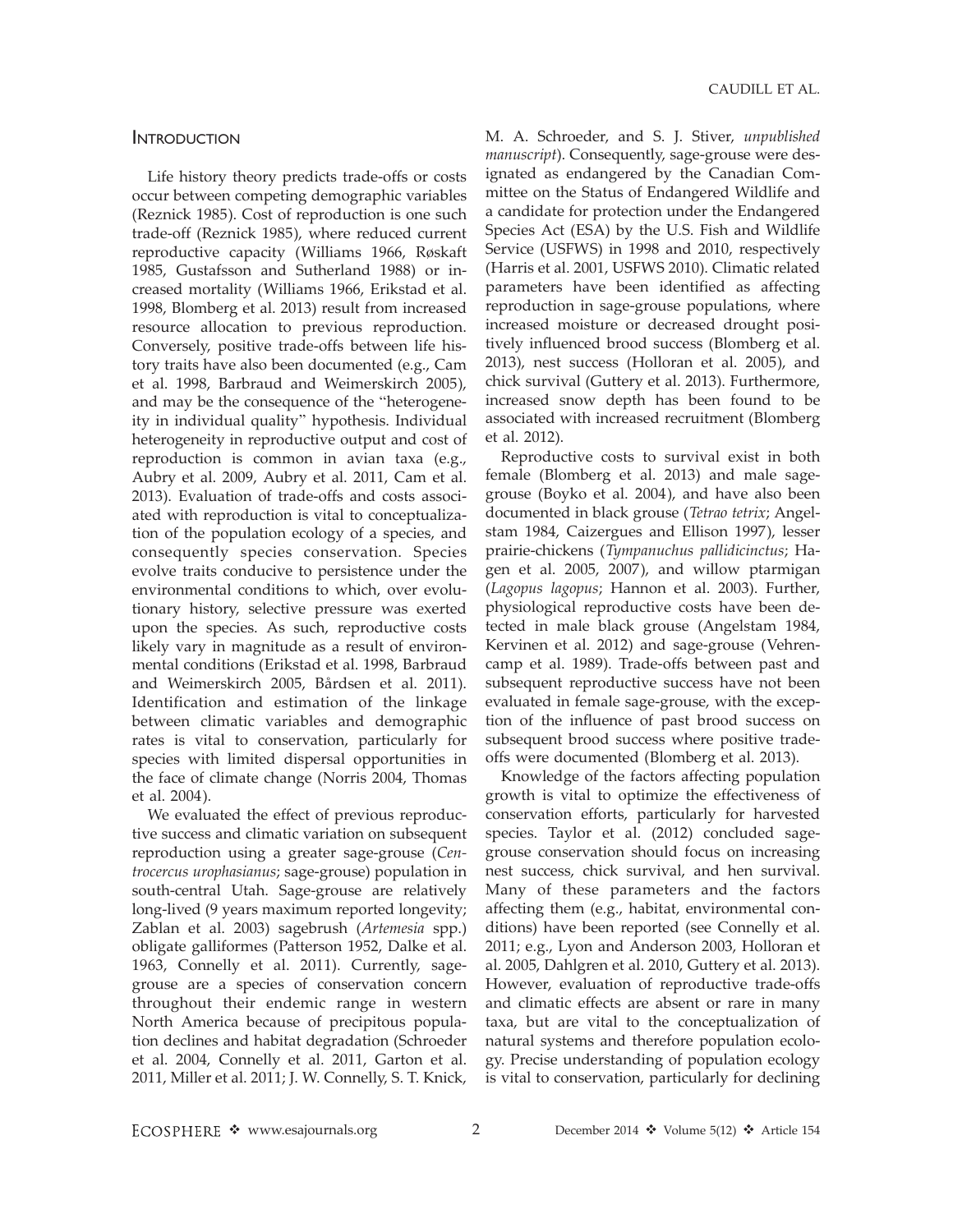## Introduction

Life history theory predicts trade-offs or costs occur between competing demographic variables (Reznick 1985). Cost of reproduction is one such trade-off (Reznick 1985), where reduced current reproductive capacity (Williams 1966, Røskaft 1985, Gustafsson and Sutherland 1988) or increased mortality (Williams 1966, Erikstad et al. 1998, Blomberg et al. 2013) result from increased resource allocation to previous reproduction. Conversely, positive trade-offs between life history traits have also been documented (e.g., Cam et al. 1998, Barbraud and Weimerskirch 2005), and may be the consequence of the "heterogeneity in individual quality" hypothesis. Individual heterogeneity in reproductive output and cost of reproduction is common in avian taxa (e.g., Aubry et al. 2009, Aubry et al. 2011, Cam et al. 2013). Evaluation of trade-offs and costs associated with reproduction is vital to conceptualization of the population ecology of a species, and consequently species conservation. Species evolve traits conducive to persistence under the environmental conditions to which, over evolutionary history, selective pressure was exerted upon the species. As such, reproductive costs likely vary in magnitude as a result of environmental conditions (Erikstad et al. 1998, Barbraud and Weimerskirch 2005, Bårdsen et al. 2011). Identification and estimation of the linkage between climatic variables and demographic rates is vital to conservation, particularly for species with limited dispersal opportunities in the face of climate change (Norris 2004, Thomas et al. 2004).

We evaluated the effect of previous reproductive success and climatic variation on subsequent reproduction using a greater sage-grouse (*Centrocercus urophasianus*; sage-grouse) population in south-central Utah. Sage-grouse are relatively long-lived (9 years maximum reported longevity; Zablan et al. 2003) sagebrush (*Artemesia* spp.) obligate galliformes (Patterson 1952, Dalke et al. 1963, Connelly et al. 2011). Currently, sage-grouse are a species of conservation concern throughout their endemic range in western North America because of precipitous population declines and habitat degradation (Schroeder et al. 2004, Connelly et al. 2011, Garton et al. 2011, Miller et al. 2011; J. W. Connelly, S. T. Knick, M. A. Schroeder, and S. J. Stiver, *unpublished manuscript*). Consequently, sage-grouse were designated as endangered by the Canadian Committee on the Status of Endangered Wildlife and a candidate for protection under the Endangered Species Act (ESA) by the U.S. Fish and Wildlife Service (USFWS) in 1998 and 2010, respectively (Harris et al. 2001, USFWS 2010). Climatic related parameters have been identified as affecting reproduction in sage-grouse populations, where increased moisture or decreased drought positively influenced brood success (Blomberg et al. 2013), nest success (Holloran et al. 2005), and chick survival (Guttery et al. 2013). Furthermore, increased snow depth has been found to be associated with increased recruitment (Blomberg et al. 2012).

Reproductive costs to survival exist in both female (Blomberg et al. 2013) and male sage-grouse (Boyko et al. 2004), and have also been documented in black grouse (*Tetrao tetrix*; Angelstam 1984, Caizergues and Ellison 1997), lesser prairie-chickens (*Tympanuchus pallidicinctus*; Hagen et al. 2005, 2007), and willow ptarmigan (*Lagopus lagopus*; Hannon et al. 2003). Further, physiological reproductive costs have been detected in male black grouse (Angelstam 1984, Kervinen et al. 2012) and sage-grouse (Vehrencamp et al. 1989). Trade-offs between past and subsequent reproductive success have not been evaluated in female sage-grouse, with the exception of the influence of past brood success on subsequent brood success where positive trade-offs were documented (Blomberg et al. 2013).

Knowledge of the factors affecting population growth is vital to optimize the effectiveness of conservation efforts, particularly for harvested species. Taylor et al. (2012) concluded sage-grouse conservation should focus on increasing nest success, chick survival, and hen survival. Many of these parameters and the factors affecting them (e.g., habitat, environmental conditions) have been reported (see Connelly et al. 2011; e.g., Lyon and Anderson 2003, Holloran et al. 2005, Dahlgren et al. 2010, Guttery et al. 2013). However, evaluation of reproductive trade-offs and climatic effects are absent or rare in many taxa, but are vital to the conceptualization of natural systems and therefore population ecology. Precise understanding of population ecology is vital to conservation, particularly for declining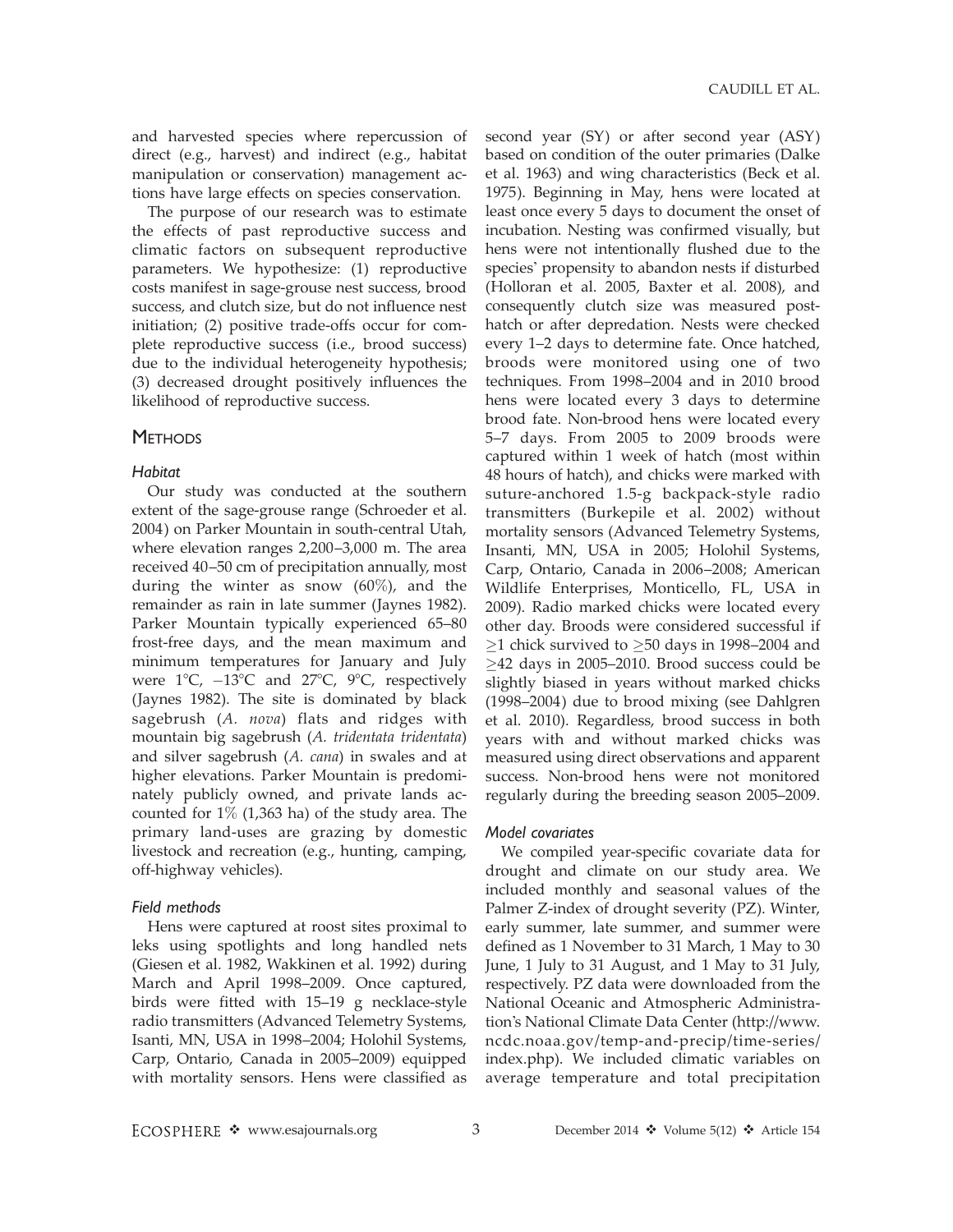and harvested species where repercussion of direct (e.g., harvest) and indirect (e.g., habitat manipulation or conservation) management actions have large effects on species conservation.

The purpose of our research was to estimate the effects of past reproductive success and climatic factors on subsequent reproductive parameters. We hypothesize: (1) reproductive costs manifest in sage-grouse nest success, brood success, and clutch size, but do not influence nest initiation; (2) positive trade-offs occur for complete reproductive success (i.e., brood success) due to the individual heterogeneity hypothesis; (3) decreased drought positively influences the likelihood of reproductive success.

## Methods

### *Habitat*

Our study was conducted at the southern extent of the sage-grouse range (Schroeder et al. 2004) on Parker Mountain in south-central Utah, where elevation ranges 2,200–3,000 m. The area received 40–50 cm of precipitation annually, most during the winter as snow (60%), and the remainder as rain in late summer (Jaynes 1982). Parker Mountain typically experienced 65–80 frost-free days, and the mean maximum and minimum temperatures for January and July were 1°C, −13°C and 27°C, 9°C, respectively (Jaynes 1982). The site is dominated by black sagebrush (*A. nova*) flats and ridges with mountain big sagebrush (*A. tridentata tridentata*) and silver sagebrush (*A. cana*) in swales and at higher elevations. Parker Mountain is predominately publicly owned, and private lands accounted for 1% (1,363 ha) of the study area. The primary land-uses are grazing by domestic livestock and recreation (e.g., hunting, camping, off-highway vehicles).

### *Field methods*

Hens were captured at roost sites proximal to leks using spotlights and long handled nets (Giesen et al. 1982, Wakkinen et al. 1992) during March and April 1998–2009. Once captured, birds were fitted with 15–19 g necklace-style radio transmitters (Advanced Telemetry Systems, Isanti, MN, USA in 1998–2004; Holohil Systems, Carp, Ontario, Canada in 2005–2009) equipped with mortality sensors. Hens were classified as second year (SY) or after second year (ASY) based on condition of the outer primaries (Dalke et al. 1963) and wing characteristics (Beck et al. 1975). Beginning in May, hens were located at least once every 5 days to document the onset of incubation. Nesting was confirmed visually, but hens were not intentionally flushed due to the species' propensity to abandon nests if disturbed (Holloran et al. 2005, Baxter et al. 2008), and consequently clutch size was measured post-hatch or after depredation. Nests were checked every 1–2 days to determine fate. Once hatched, broods were monitored using one of two techniques. From 1998–2004 and in 2010 brood hens were located every 3 days to determine brood fate. Non-brood hens were located every 5–7 days. From 2005 to 2009 broods were captured within 1 week of hatch (most within 48 hours of hatch), and chicks were marked with suture-anchored 1.5-g backpack-style radio transmitters (Burkepile et al. 2002) without mortality sensors (Advanced Telemetry Systems, Insanti, MN, USA in 2005; Holohil Systems, Carp, Ontario, Canada in 2006–2008; American Wildlife Enterprises, Monticello, FL, USA in 2009). Radio marked chicks were located every other day. Broods were considered successful if $\geq$1 chick survived to $\geq$50 days in 1998–2004 and $\geq$42 days in 2005–2010. Brood success could be slightly biased in years without marked chicks (1998–2004) due to brood mixing (see Dahlgren et al. 2010). Regardless, brood success in both years with and without marked chicks was measured using direct observations and apparent success. Non-brood hens were not monitored regularly during the breeding season 2005–2009.

### *Model covariates*

We compiled year-specific covariate data for drought and climate on our study area. We included monthly and seasonal values of the Palmer Z-index of drought severity (PZ). Winter, early summer, late summer, and summer were defined as 1 November to 31 March, 1 May to 30 June, 1 July to 31 August, and 1 May to 31 July, respectively. PZ data were downloaded from the National Oceanic and Atmospheric Administration's National Climate Data Center (http://www.ncdc.noaa.gov/temp-and-precip/time-series/index.php). We included climatic variables on average temperature and total precipitation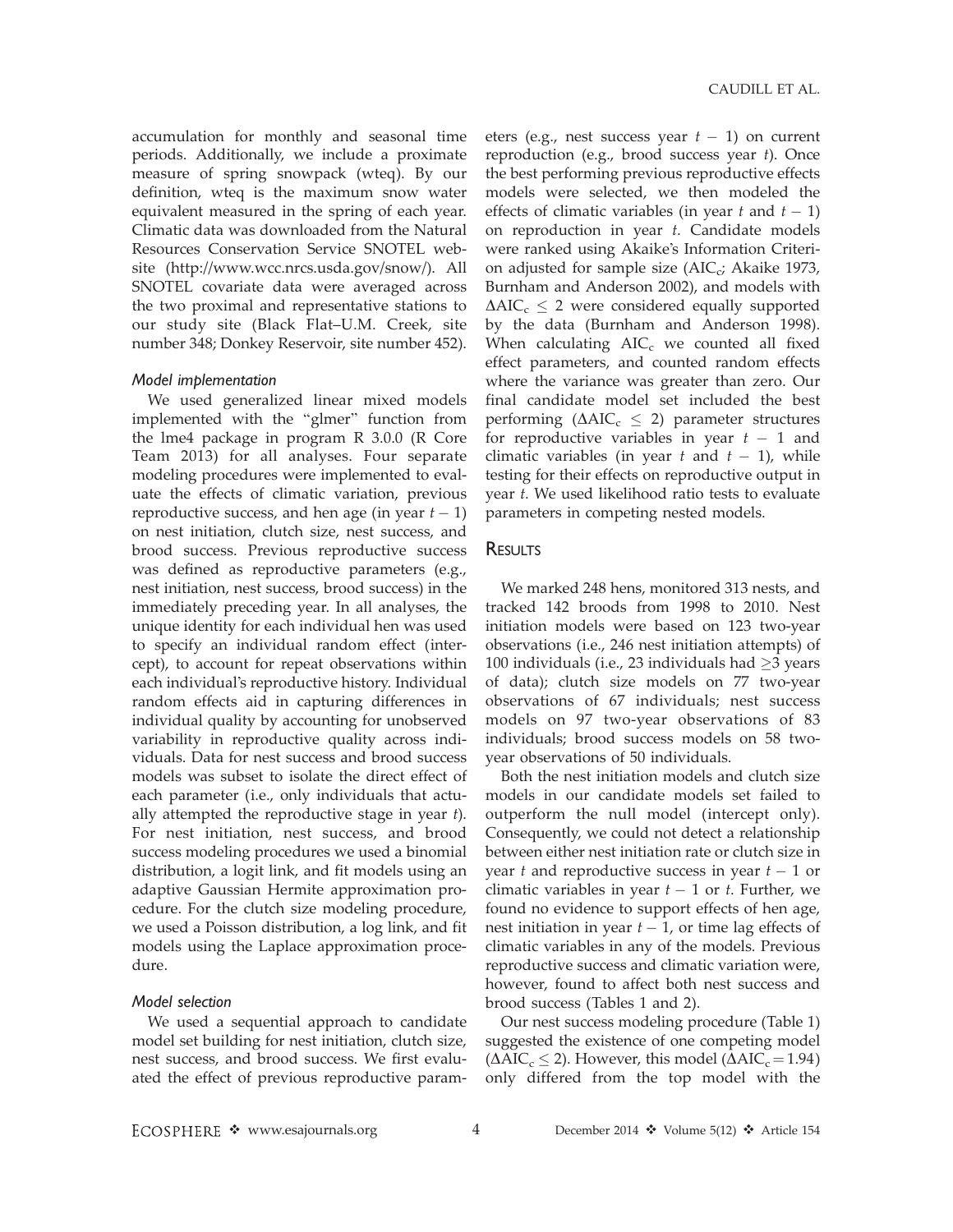accumulation for monthly and seasonal time periods. Additionally, we include a proximate measure of spring snowpack (wteq). By our definition, wteq is the maximum snow water equivalent measured in the spring of each year. Climatic data was downloaded from the Natural Resources Conservation Service SNOTEL website (http://www.wcc.nrcs.usda.gov/snow/). All SNOTEL covariate data were averaged across the two proximal and representative stations to our study site (Black Flat–U.M. Creek, site number 348; Donkey Reservoir, site number 452).

### *Model implementation*

We used generalized linear mixed models implemented with the "glmer" function from the lme4 package in program R 3.0.0 (R Core Team 2013) for all analyses. Four separate modeling procedures were implemented to evaluate the effects of climatic variation, previous reproductive success, and hen age (in year $t - 1$) on nest initiation, clutch size, nest success, and brood success. Previous reproductive success was defined as reproductive parameters (e.g., nest initiation, nest success, brood success) in the immediately preceding year. In all analyses, the unique identity for each individual hen was used to specify an individual random effect (intercept), to account for repeat observations within each individual's reproductive history. Individual random effects aid in capturing differences in individual quality by accounting for unobserved variability in reproductive quality across individuals. Data for nest success and brood success models was subset to isolate the direct effect of each parameter (i.e., only individuals that actually attempted the reproductive stage in year $t$). For nest initiation, nest success, and brood success modeling procedures we used a binomial distribution, a logit link, and fit models using an adaptive Gaussian Hermite approximation procedure. For the clutch size modeling procedure, we used a Poisson distribution, a log link, and fit models using the Laplace approximation procedure.

### *Model selection*

We used a sequential approach to candidate model set building for nest initiation, clutch size, nest success, and brood success. We first evaluated the effect of previous reproductive parameters (e.g., nest success year $t - 1$) on current reproduction (e.g., brood success year $t$). Once the best performing previous reproductive effects models were selected, we then modeled the effects of climatic variables (in year $t$ and $t - 1$) on reproduction in year $t$. Candidate models were ranked using Akaike's Information Criterion adjusted for sample size ($AIC_c$; Akaike 1973, Burnham and Anderson 2002), and models with $\Delta AIC_c \leq 2$ were considered equally supported by the data (Burnham and Anderson 1998). When calculating $AIC_c$ we counted all fixed effect parameters, and counted random effects where the variance was greater than zero. Our final candidate model set included the best performing ($\Delta AIC_c \leq 2$) parameter structures for reproductive variables in year $t - 1$ and climatic variables (in year $t$ and $t - 1$), while testing for their effects on reproductive output in year $t$. We used likelihood ratio tests to evaluate parameters in competing nested models.

## Results

We marked 248 hens, monitored 313 nests, and tracked 142 broods from 1998 to 2010. Nest initiation models were based on 123 two-year observations (i.e., 246 nest initiation attempts) of 100 individuals (i.e., 23 individuals had $\geq 3$ years of data); clutch size models on 77 two-year observations of 67 individuals; nest success models on 97 two-year observations of 83 individuals; brood success models on 58 two-year observations of 50 individuals.

Both the nest initiation models and clutch size models in our candidate models set failed to outperform the null model (intercept only). Consequently, we could not detect a relationship between either nest initiation rate or clutch size in year $t$ and reproductive success in year $t - 1$ or climatic variables in year $t - 1$ or $t$. Further, we found no evidence to support effects of hen age, nest initiation in year $t - 1$, or time lag effects of climatic variables in any of the models. Previous reproductive success and climatic variation were, however, found to affect both nest success and brood success (Tables 1 and 2).

Our nest success modeling procedure (Table 1) suggested the existence of one competing model ($\Delta AIC_c \leq 2$). However, this model ($\Delta AIC_c = 1.94$) only differed from the top model with the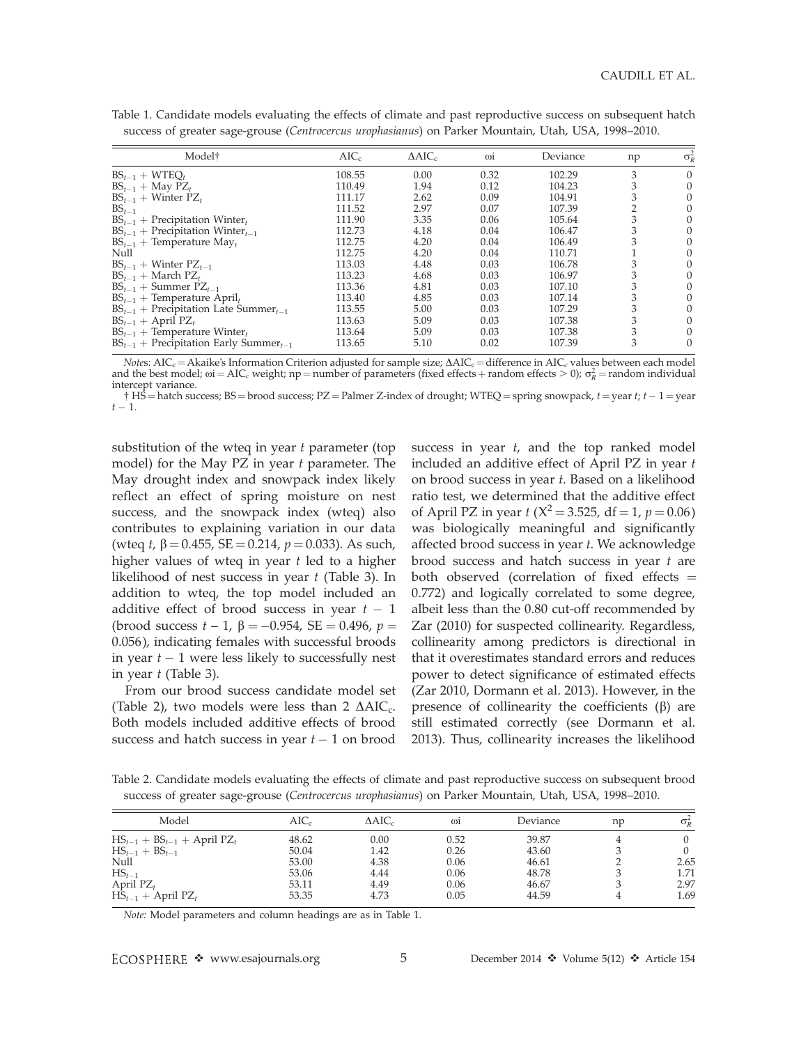Table 1. Candidate models evaluating the effects of climate and past reproductive success on subsequent hatch success of greater sage-grouse (*Centrocercus urophasianus*) on Parker Mountain, Utah, USA, 1998–2010.

| Model† | $AIC_c$ | $\Delta AIC_c$ | ωi | Deviance | np | $\sigma^2_R$ |
|---|---|---|---|---|---|---|
| $BS_{t-1}$ + $WTEQ_t$ | 108.55 | 0.00 | 0.32 | 102.29 | 3 | 0 |
| $BS_{t-1}$ + May $PZ_t$ | 110.49 | 1.94 | 0.12 | 104.23 | 3 | 0 |
| $BS_{t-1}$ + Winter $PZ_t$ | 111.17 | 2.62 | 0.09 | 104.91 | 3 | 0 |
| $BS_{t-1}$ | 111.52 | 2.97 | 0.07 | 107.39 | 2 | 0 |
| $BS_{t-1}$ + Precipitation $Winter_t$ | 111.90 | 3.35 | 0.06 | 105.64 | 3 | 0 |
| $BS_{t-1}$ + Precipitation $Winter_{t-1}$ | 112.73 | 4.18 | 0.04 | 106.47 | 3 | 0 |
| $BS_{t-1}$ + Temperature $May_t$ | 112.75 | 4.20 | 0.04 | 106.49 | 3 | 0 |
| Null | 112.75 | 4.20 | 0.04 | 110.71 | 1 | 0 |
| $BS_{t-1}$ + Winter $PZ_{t-1}$ | 113.03 | 4.48 | 0.03 | 106.78 | 3 | 0 |
| $BS_{t-1}$ + March $PZ_t$ | 113.23 | 4.68 | 0.03 | 106.97 | 3 | 0 |
| $BS_{t-1}$ + Summer $PZ_{t-1}$ | 113.36 | 4.81 | 0.03 | 107.10 | 3 | 0 |
| $BS_{t-1}$ + Temperature $April_t$ | 113.40 | 4.85 | 0.03 | 107.14 | 3 | 0 |
| $BS_{t-1}$ + Precipitation Late $Summer_{t-1}$ | 113.55 | 5.00 | 0.03 | 107.29 | 3 | 0 |
| $BS_{t-1}$ + April $PZ_t$ | 113.63 | 5.09 | 0.03 | 107.38 | 3 | 0 |
| $BS_{t-1}$ + Temperature $Winter_t$ | 113.64 | 5.09 | 0.03 | 107.38 | 3 | 0 |
| $BS_{t-1}$ + Precipitation Early $Summer_{t-1}$ | 113.65 | 5.10 | 0.02 | 107.39 | 3 | 0 |

*Notes*: $AIC_c$ = Akaike's Information Criterion adjusted for sample size; $\Delta AIC_c$ = difference in $AIC_c$ values between each model and the best model; ωi = $AIC_c$ weight; np = number of parameters (fixed effects + random effects > 0); $\sigma^2_R$ = random individual intercept variance.

† HS = hatch success; BS = brood success; PZ = Palmer Z-index of drought; WTEQ = spring snowpack, $t$ = year $t$; $t-1$ = year $t-1$.

substitution of the wteq in year $t$ parameter (top model) for the May PZ in year $t$ parameter. The May drought index and snowpack index likely reflect an effect of spring moisture on nest success, and the snowpack index (wteq) also contributes to explaining variation in our data (wteq $t$, $\beta = 0.455$, SE = 0.214, $p = 0.033$). As such, higher values of wteq in year $t$ led to a higher likelihood of nest success in year $t$ (Table 3). In addition to wteq, the top model included an additive effect of brood success in year $t-1$ (brood success $t-1$, $\beta = -0.954$, SE = 0.496, $p = 0.056$), indicating females with successful broods in year $t-1$ were less likely to successfully nest in year $t$ (Table 3).

From our brood success candidate model set (Table 2), two models were less than 2 $\Delta AIC_c$. Both models included additive effects of brood success and hatch success in year $t-1$ on brood success in year $t$, and the top ranked model included an additive effect of April PZ in year $t$ on brood success in year $t$. Based on a likelihood ratio test, we determined that the additive effect of April PZ in year $t$ ($X^2 = 3.525$, df = 1, $p = 0.06$) was biologically meaningful and significantly affected brood success in year $t$. We acknowledge brood success and hatch success in year $t$ are both observed (correlation of fixed effects = 0.772) and logically correlated to some degree, albeit less than the 0.80 cut-off recommended by Zar (2010) for suspected collinearity. Regardless, collinearity among predictors is directional in that it overestimates standard errors and reduces power to detect significance of estimated effects (Zar 2010, Dormann et al. 2013). However, in the presence of collinearity the coefficients (β) are still estimated correctly (see Dormann et al. 2013). Thus, collinearity increases the likelihood

Table 2. Candidate models evaluating the effects of climate and past reproductive success on subsequent brood success of greater sage-grouse (*Centrocercus urophasianus*) on Parker Mountain, Utah, USA, 1998–2010.

| Model | $AIC_c$ | $\Delta AIC_c$ | ωi | Deviance | np | $\sigma^2_R$ |
|---|---|---|---|---|---|---|
| $HS_{t-1}$ + $BS_{t-1}$ + April $PZ_t$ | 48.62 | 0.00 | 0.52 | 39.87 | 4 | 0 |
| $HS_{t-1}$ + $BS_{t-1}$ | 50.04 | 1.42 | 0.26 | 43.60 | 3 | 0 |
| Null | 53.00 | 4.38 | 0.06 | 46.61 | 2 | 2.65 |
| $HS_{t-1}$ | 53.06 | 4.44 | 0.06 | 48.78 | 3 | 1.71 |
| April $PZ_t$ | 53.11 | 4.49 | 0.06 | 46.67 | 3 | 2.97 |
| $HS_{t-1}$ + April $PZ_t$ | 53.35 | 4.73 | 0.05 | 44.59 | 4 | 1.69 |

*Note:* Model parameters and column headings are as in Table 1.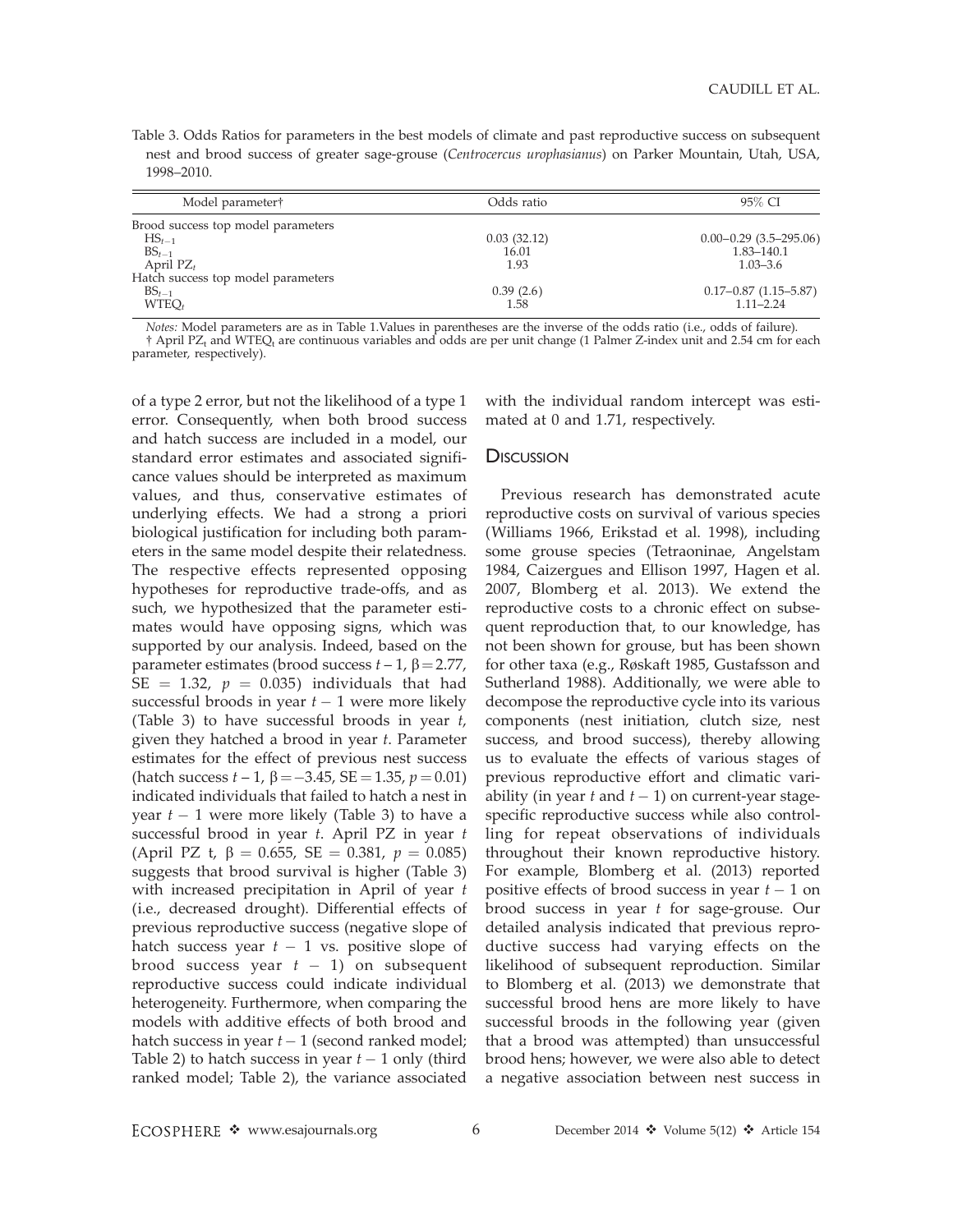Table 3. Odds Ratios for parameters in the best models of climate and past reproductive success on subsequent nest and brood success of greater sage-grouse (*Centrocercus urophasianus*) on Parker Mountain, Utah, USA, 1998–2010.

| Model parameter† | Odds ratio | 95% CI |
|---|---|---|
| Brood success top model parameters | | |
| $HS_{t-1}$ | 0.03 (32.12) | 0.00–0.29 (3.5–295.06) |
| $BS_{t-1}$ | 16.01 | 1.83–140.1 |
| April $PZ_t$ | 1.93 | 1.03–3.6 |
| Hatch success top model parameters | | |
| $BS_{t-1}$ | 0.39 (2.6) | 0.17–0.87 (1.15–5.87) |
| $WTEQ_t$ | 1.58 | 1.11–2.24 |

*Notes:* Model parameters are as in Table 1. Values in parentheses are the inverse of the odds ratio (i.e., odds of failure).
† April $PZ_t$ and $WTEQ_t$ are continuous variables and odds are per unit change (1 Palmer Z-index unit and 2.54 cm for each parameter, respectively).

of a type 2 error, but not the likelihood of a type 1 error. Consequently, when both brood success and hatch success are included in a model, our standard error estimates and associated significance values should be interpreted as maximum values, and thus, conservative estimates of underlying effects. We had a strong a priori biological justification for including both parameters in the same model despite their relatedness. The respective effects represented opposing hypotheses for reproductive trade-offs, and as such, we hypothesized that the parameter estimates would have opposing signs, which was supported by our analysis. Indeed, based on the parameter estimates (brood success $t-1$, $\beta = 2.77$, $SE = 1.32$, $p = 0.035$) individuals that had successful broods in year $t-1$ were more likely (Table 3) to have successful broods in year $t$, given they hatched a brood in year $t$. Parameter estimates for the effect of previous nest success (hatch success $t-1$, $\beta = -3.45$, $SE = 1.35$, $p = 0.01$) indicated individuals that failed to hatch a nest in year $t-1$ were more likely (Table 3) to have a successful brood in year $t$. April PZ in year $t$ (April PZ t, $\beta = 0.655$, $SE = 0.381$, $p = 0.085$) suggests that brood survival is higher (Table 3) with increased precipitation in April of year $t$ (i.e., decreased drought). Differential effects of previous reproductive success (negative slope of hatch success year $t-1$ vs. positive slope of brood success year $t-1$) on subsequent reproductive success could indicate individual heterogeneity. Furthermore, when comparing the models with additive effects of both brood and hatch success in year $t-1$ (second ranked model; Table 2) to hatch success in year $t-1$ only (third ranked model; Table 2), the variance associated with the individual random intercept was estimated at 0 and 1.71, respectively.

## Discussion

Previous research has demonstrated acute reproductive costs on survival of various species (Williams 1966, Erikstad et al. 1998), including some grouse species (Tetraoninae, Angelstam 1984, Caizergues and Ellison 1997, Hagen et al. 2007, Blomberg et al. 2013). We extend the reproductive costs to a chronic effect on subsequent reproduction that, to our knowledge, has not been shown for grouse, but has been shown for other taxa (e.g., Røskaft 1985, Gustafsson and Sutherland 1988). Additionally, we were able to decompose the reproductive cycle into its various components (nest initiation, clutch size, nest success, and brood success), thereby allowing us to evaluate the effects of various stages of previous reproductive effort and climatic variability (in year $t$ and $t-1$) on current-year stage-specific reproductive success while also controlling for repeat observations of individuals throughout their known reproductive history. For example, Blomberg et al. (2013) reported positive effects of brood success in year $t-1$ on brood success in year $t$ for sage-grouse. Our detailed analysis indicated that previous reproductive success had varying effects on the likelihood of subsequent reproduction. Similar to Blomberg et al. (2013) we demonstrate that successful brood hens are more likely to have successful broods in the following year (given that a brood was attempted) than unsuccessful brood hens; however, we were also able to detect a negative association between nest success in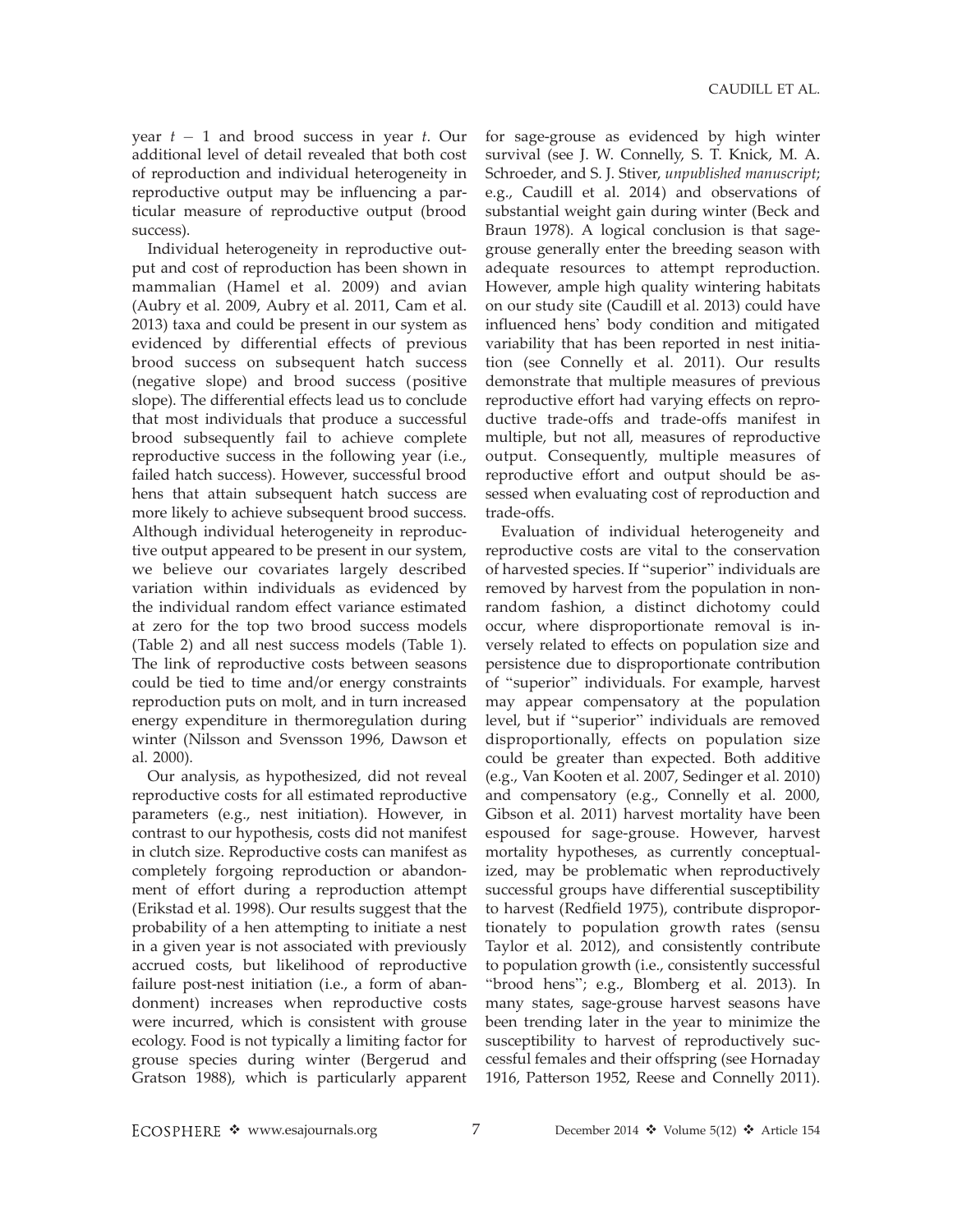year $t - 1$ and brood success in year $t$. Our additional level of detail revealed that both cost of reproduction and individual heterogeneity in reproductive output may be influencing a particular measure of reproductive output (brood success).

Individual heterogeneity in reproductive output and cost of reproduction has been shown in mammalian (Hamel et al. 2009) and avian (Aubry et al. 2009, Aubry et al. 2011, Cam et al. 2013) taxa and could be present in our system as evidenced by differential effects of previous brood success on subsequent hatch success (negative slope) and brood success (positive slope). The differential effects lead us to conclude that most individuals that produce a successful brood subsequently fail to achieve complete reproductive success in the following year (i.e., failed hatch success). However, successful brood hens that attain subsequent hatch success are more likely to achieve subsequent brood success. Although individual heterogeneity in reproductive output appeared to be present in our system, we believe our covariates largely described variation within individuals as evidenced by the individual random effect variance estimated at zero for the top two brood success models (Table 2) and all nest success models (Table 1). The link of reproductive costs between seasons could be tied to time and/or energy constraints reproduction puts on molt, and in turn increased energy expenditure in thermoregulation during winter (Nilsson and Svensson 1996, Dawson et al. 2000).

Our analysis, as hypothesized, did not reveal reproductive costs for all estimated reproductive parameters (e.g., nest initiation). However, in contrast to our hypothesis, costs did not manifest in clutch size. Reproductive costs can manifest as completely forgoing reproduction or abandonment of effort during a reproduction attempt (Erikstad et al. 1998). Our results suggest that the probability of a hen attempting to initiate a nest in a given year is not associated with previously accrued costs, but likelihood of reproductive failure post-nest initiation (i.e., a form of abandonment) increases when reproductive costs were incurred, which is consistent with grouse ecology. Food is not typically a limiting factor for grouse species during winter (Bergerud and Gratson 1988), which is particularly apparent for sage-grouse as evidenced by high winter survival (see J. W. Connelly, S. T. Knick, M. A. Schroeder, and S. J. Stiver, *unpublished manuscript*; e.g., Caudill et al. 2014) and observations of substantial weight gain during winter (Beck and Braun 1978). A logical conclusion is that sage-grouse generally enter the breeding season with adequate resources to attempt reproduction. However, ample high quality wintering habitats on our study site (Caudill et al. 2013) could have influenced hens' body condition and mitigated variability that has been reported in nest initiation (see Connelly et al. 2011). Our results demonstrate that multiple measures of previous reproductive effort had varying effects on reproductive trade-offs and trade-offs manifest in multiple, but not all, measures of reproductive output. Consequently, multiple measures of reproductive effort and output should be assessed when evaluating cost of reproduction and trade-offs.

Evaluation of individual heterogeneity and reproductive costs are vital to the conservation of harvested species. If "superior" individuals are removed by harvest from the population in non-random fashion, a distinct dichotomy could occur, where disproportionate removal is inversely related to effects on population size and persistence due to disproportionate contribution of "superior" individuals. For example, harvest may appear compensatory at the population level, but if "superior" individuals are removed disproportionally, effects on population size could be greater than expected. Both additive (e.g., Van Kooten et al. 2007, Sedinger et al. 2010) and compensatory (e.g., Connelly et al. 2000, Gibson et al. 2011) harvest mortality have been espoused for sage-grouse. However, harvest mortality hypotheses, as currently conceptualized, may be problematic when reproductively successful groups have differential susceptibility to harvest (Redfield 1975), contribute disproportionately to population growth rates (sensu Taylor et al. 2012), and consistently contribute to population growth (i.e., consistently successful "brood hens"; e.g., Blomberg et al. 2013). In many states, sage-grouse harvest seasons have been trending later in the year to minimize the susceptibility to harvest of reproductively successful females and their offspring (see Hornaday 1916, Patterson 1952, Reese and Connelly 2011).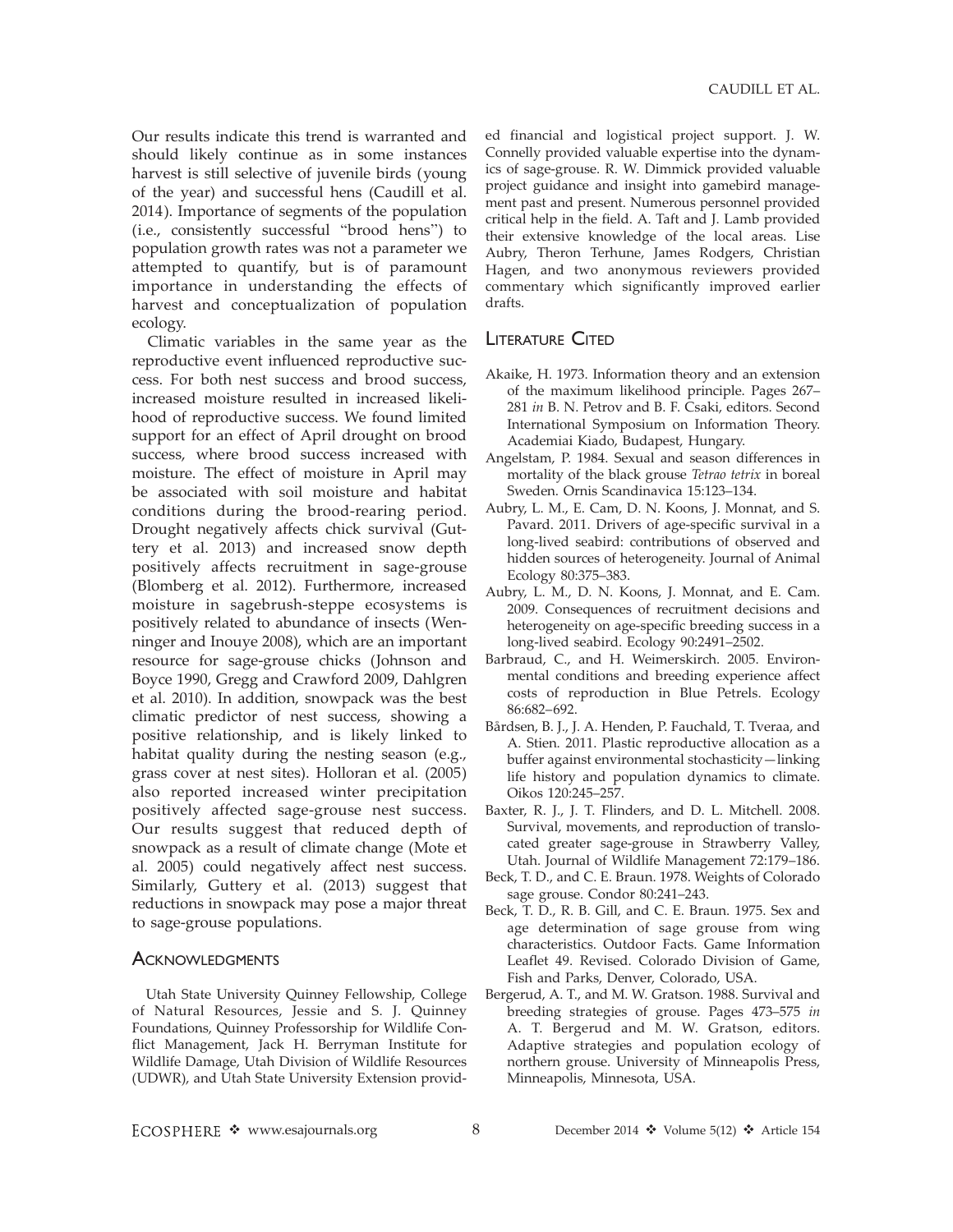Our results indicate this trend is warranted and should likely continue as in some instances harvest is still selective of juvenile birds (young of the year) and successful hens (Caudill et al. 2014). Importance of segments of the population (i.e., consistently successful "brood hens") to population growth rates was not a parameter we attempted to quantify, but is of paramount importance in understanding the effects of harvest and conceptualization of population ecology.

Climatic variables in the same year as the reproductive event influenced reproductive success. For both nest success and brood success, increased moisture resulted in increased likelihood of reproductive success. We found limited support for an effect of April drought on brood success, where brood success increased with moisture. The effect of moisture in April may be associated with soil moisture and habitat conditions during the brood-rearing period. Drought negatively affects chick survival (Guttery et al. 2013) and increased snow depth positively affects recruitment in sage-grouse (Blomberg et al. 2012). Furthermore, increased moisture in sagebrush-steppe ecosystems is positively related to abundance of insects (Wenninger and Inouye 2008), which are an important resource for sage-grouse chicks (Johnson and Boyce 1990, Gregg and Crawford 2009, Dahlgren et al. 2010). In addition, snowpack was the best climatic predictor of nest success, showing a positive relationship, and is likely linked to habitat quality during the nesting season (e.g., grass cover at nest sites). Holloran et al. (2005) also reported increased winter precipitation positively affected sage-grouse nest success. Our results suggest that reduced depth of snowpack as a result of climate change (Mote et al. 2005) could negatively affect nest success. Similarly, Guttery et al. (2013) suggest that reductions in snowpack may pose a major threat to sage-grouse populations.

## Acknowledgments

Utah State University Quinney Fellowship, College of Natural Resources, Jessie and S. J. Quinney Foundations, Quinney Professorship for Wildlife Conflict Management, Jack H. Berryman Institute for Wildlife Damage, Utah Division of Wildlife Resources (UDWR), and Utah State University Extension provided financial and logistical project support. J. W. Connelly provided valuable expertise into the dynamics of sage-grouse. R. W. Dimmick provided valuable project guidance and insight into gamebird management past and present. Numerous personnel provided critical help in the field. A. Taft and J. Lamb provided their extensive knowledge of the local areas. Lise Aubry, Theron Terhune, James Rodgers, Christian Hagen, and two anonymous reviewers provided commentary which significantly improved earlier drafts.

## Literature Cited

Akaike, H. 1973. Information theory and an extension of the maximum likelihood principle. Pages 267–281 *in* B. N. Petrov and B. F. Csaki, editors. Second International Symposium on Information Theory. Academiai Kiado, Budapest, Hungary.

Angelstam, P. 1984. Sexual and season differences in mortality of the black grouse *Tetrao tetrix* in boreal Sweden. Ornis Scandinavica 15:123–134.

Aubry, L. M., E. Cam, D. N. Koons, J. Monnat, and S. Pavard. 2011. Drivers of age-specific survival in a long-lived seabird: contributions of observed and hidden sources of heterogeneity. Journal of Animal Ecology 80:375–383.

Aubry, L. M., D. N. Koons, J. Monnat, and E. Cam. 2009. Consequences of recruitment decisions and heterogeneity on age-specific breeding success in a long-lived seabird. Ecology 90:2491–2502.

Barbraud, C., and H. Weimerskirch. 2005. Environmental conditions and breeding experience affect costs of reproduction in Blue Petrels. Ecology 86:682–692.

Bårdsen, B. J., J. A. Henden, P. Fauchald, T. Tveraa, and A. Stien. 2011. Plastic reproductive allocation as a buffer against environmental stochasticity—linking life history and population dynamics to climate. Oikos 120:245–257.

Baxter, R. J., J. T. Flinders, and D. L. Mitchell. 2008. Survival, movements, and reproduction of translocated greater sage-grouse in Strawberry Valley, Utah. Journal of Wildlife Management 72:179–186.

Beck, T. D., and C. E. Braun. 1978. Weights of Colorado sage grouse. Condor 80:241–243.

Beck, T. D., R. B. Gill, and C. E. Braun. 1975. Sex and age determination of sage grouse from wing characteristics. Outdoor Facts. Game Information Leaflet 49. Revised. Colorado Division of Game, Fish and Parks, Denver, Colorado, USA.

Bergerud, A. T., and M. W. Gratson. 1988. Survival and breeding strategies of grouse. Pages 473–575 *in* A. T. Bergerud and M. W. Gratson, editors. Adaptive strategies and population ecology of northern grouse. University of Minneapolis Press, Minneapolis, Minnesota, USA.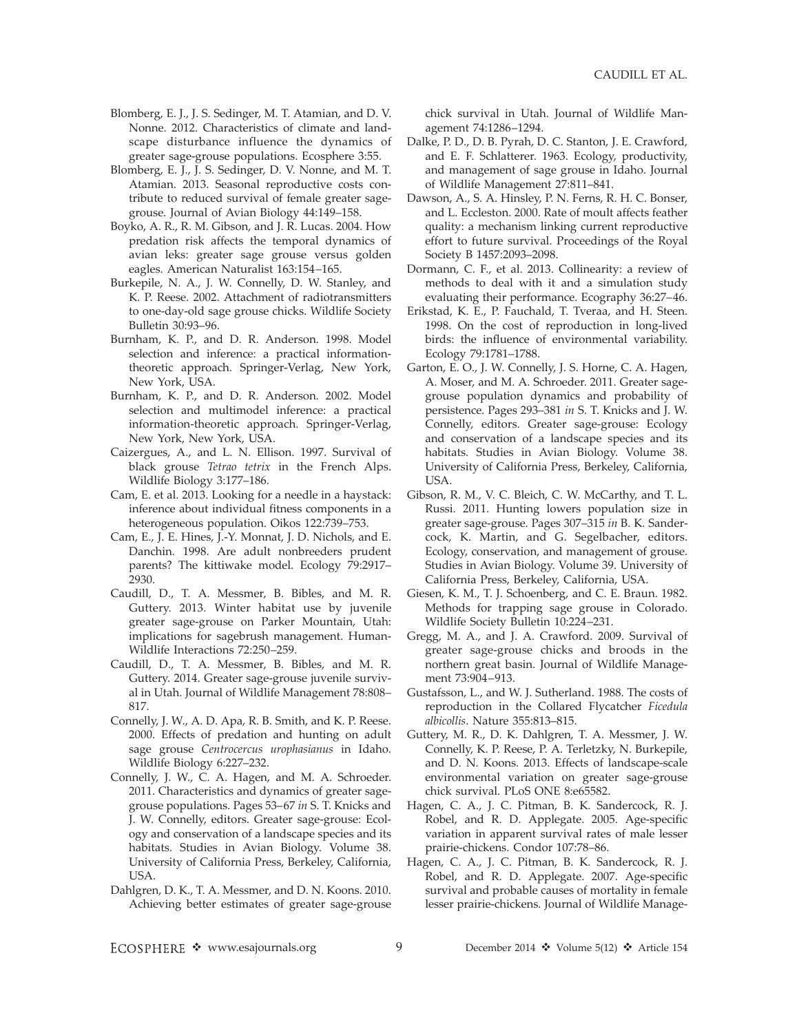Blomberg, E. J., J. S. Sedinger, M. T. Atamian, and D. V. Nonne. 2012. Characteristics of climate and landscape disturbance influence the dynamics of greater sage-grouse populations. Ecosphere 3:55.

Blomberg, E. J., J. S. Sedinger, D. V. Nonne, and M. T. Atamian. 2013. Seasonal reproductive costs contribute to reduced survival of female greater sage-grouse. Journal of Avian Biology 44:149–158.

Boyko, A. R., R. M. Gibson, and J. R. Lucas. 2004. How predation risk affects the temporal dynamics of avian leks: greater sage grouse versus golden eagles. American Naturalist 163:154–165.

Burkepile, N. A., J. W. Connelly, D. W. Stanley, and K. P. Reese. 2002. Attachment of radiotransmitters to one-day-old sage grouse chicks. Wildlife Society Bulletin 30:93–96.

Burnham, K. P., and D. R. Anderson. 1998. Model selection and inference: a practical information-theoretic approach. Springer-Verlag, New York, New York, USA.

Burnham, K. P., and D. R. Anderson. 2002. Model selection and multimodel inference: a practical information-theoretic approach. Springer-Verlag, New York, New York, USA.

Caizergues, A., and L. N. Ellison. 1997. Survival of black grouse *Tetrao tetrix* in the French Alps. Wildlife Biology 3:177–186.

Cam, E. et al. 2013. Looking for a needle in a haystack: inference about individual fitness components in a heterogeneous population. Oikos 122:739–753.

Cam, E., J. E. Hines, J.-Y. Monnat, J. D. Nichols, and E. Danchin. 1998. Are adult nonbreeders prudent parents? The kittiwake model. Ecology 79:2917–2930.

Caudill, D., T. A. Messmer, B. Bibles, and M. R. Guttery. 2013. Winter habitat use by juvenile greater sage-grouse on Parker Mountain, Utah: implications for sagebrush management. Human-Wildlife Interactions 72:250–259.

Caudill, D., T. A. Messmer, B. Bibles, and M. R. Guttery. 2014. Greater sage-grouse juvenile survival in Utah. Journal of Wildlife Management 78:808–817.

Connelly, J. W., A. D. Apa, R. B. Smith, and K. P. Reese. 2000. Effects of predation and hunting on adult sage grouse *Centrocercus urophasianus* in Idaho. Wildlife Biology 6:227–232.

Connelly, J. W., C. A. Hagen, and M. A. Schroeder. 2011. Characteristics and dynamics of greater sage-grouse populations. Pages 53–67 *in* S. T. Knicks and J. W. Connelly, editors. Greater sage-grouse: Ecology and conservation of a landscape species and its habitats. Studies in Avian Biology. Volume 38. University of California Press, Berkeley, California, USA.

Dahlgren, D. K., T. A. Messmer, and D. N. Koons. 2010. Achieving better estimates of greater sage-grouse chick survival in Utah. Journal of Wildlife Management 74:1286–1294.

Dalke, P. D., D. B. Pyrah, D. C. Stanton, J. E. Crawford, and E. F. Schlatterer. 1963. Ecology, productivity, and management of sage grouse in Idaho. Journal of Wildlife Management 27:811–841.

Dawson, A., S. A. Hinsley, P. N. Ferns, R. H. C. Bonser, and L. Eccleston. 2000. Rate of moult affects feather quality: a mechanism linking current reproductive effort to future survival. Proceedings of the Royal Society B 1457:2093–2098.

Dormann, C. F., et al. 2013. Collinearity: a review of methods to deal with it and a simulation study evaluating their performance. Ecography 36:27–46.

Erikstad, K. E., P. Fauchald, T. Tveraa, and H. Steen. 1998. On the cost of reproduction in long-lived birds: the influence of environmental variability. Ecology 79:1781–1788.

Garton, E. O., J. W. Connelly, J. S. Horne, C. A. Hagen, A. Moser, and M. A. Schroeder. 2011. Greater sage-grouse population dynamics and probability of persistence. Pages 293–381 *in* S. T. Knicks and J. W. Connelly, editors. Greater sage-grouse: Ecology and conservation of a landscape species and its habitats. Studies in Avian Biology. Volume 38. University of California Press, Berkeley, California, USA.

Gibson, R. M., V. C. Bleich, C. W. McCarthy, and T. L. Russi. 2011. Hunting lowers population size in greater sage-grouse. Pages 307–315 *in* B. K. Sandercock, K. Martin, and G. Segelbacher, editors. Ecology, conservation, and management of grouse. Studies in Avian Biology. Volume 39. University of California Press, Berkeley, California, USA.

Giesen, K. M., T. J. Schoenberg, and C. E. Braun. 1982. Methods for trapping sage grouse in Colorado. Wildlife Society Bulletin 10:224–231.

Gregg, M. A., and J. A. Crawford. 2009. Survival of greater sage-grouse chicks and broods in the northern great basin. Journal of Wildlife Management 73:904–913.

Gustafsson, L., and W. J. Sutherland. 1988. The costs of reproduction in the Collared Flycatcher *Ficedula albicollis*. Nature 355:813–815.

Guttery, M. R., D. K. Dahlgren, T. A. Messmer, J. W. Connelly, K. P. Reese, P. A. Terletzky, N. Burkepile, and D. N. Koons. 2013. Effects of landscape-scale environmental variation on greater sage-grouse chick survival. PLoS ONE 8:e65582.

Hagen, C. A., J. C. Pitman, B. K. Sandercock, R. J. Robel, and R. D. Applegate. 2005. Age-specific variation in apparent survival rates of male lesser prairie-chickens. Condor 107:78–86.

Hagen, C. A., J. C. Pitman, B. K. Sandercock, R. J. Robel, and R. D. Applegate. 2007. Age-specific survival and probable causes of mortality in female lesser prairie-chickens. Journal of Wildlife Manage-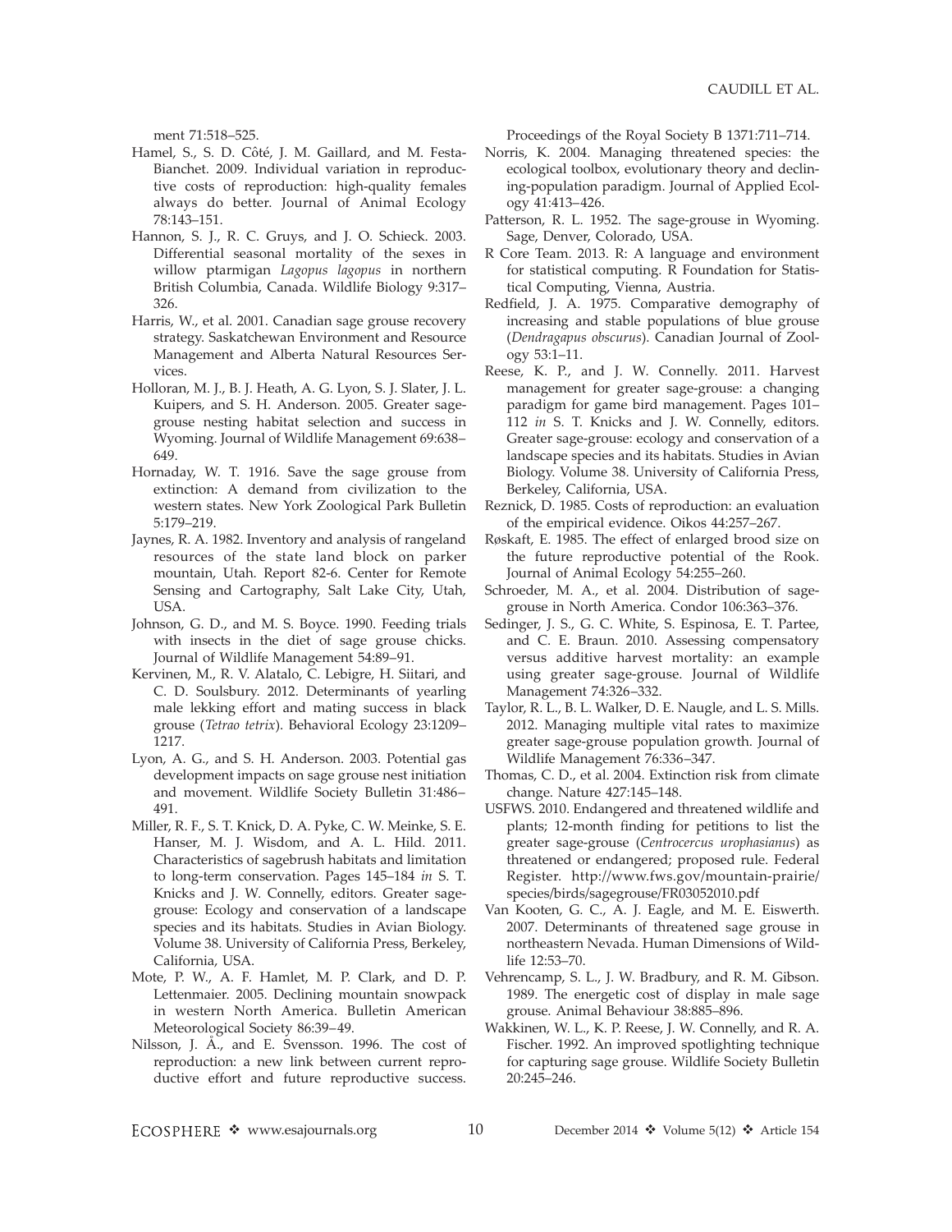ment 71:518–525.

Hamel, S., S. D. Côté, J. M. Gaillard, and M. Festa-Bianchet. 2009. Individual variation in reproductive costs of reproduction: high-quality females always do better. Journal of Animal Ecology 78:143–151.

Hannon, S. J., R. C. Gruys, and J. O. Schieck. 2003. Differential seasonal mortality of the sexes in willow ptarmigan *Lagopus lagopus* in northern British Columbia, Canada. Wildlife Biology 9:317–326.

Harris, W., et al. 2001. Canadian sage grouse recovery strategy. Saskatchewan Environment and Resource Management and Alberta Natural Resources Services.

Holloran, M. J., B. J. Heath, A. G. Lyon, S. J. Slater, J. L. Kuipers, and S. H. Anderson. 2005. Greater sage-grouse nesting habitat selection and success in Wyoming. Journal of Wildlife Management 69:638–649.

Hornaday, W. T. 1916. Save the sage grouse from extinction: A demand from civilization to the western states. New York Zoological Park Bulletin 5:179–219.

Jaynes, R. A. 1982. Inventory and analysis of rangeland resources of the state land block on parker mountain, Utah. Report 82-6. Center for Remote Sensing and Cartography, Salt Lake City, Utah, USA.

Johnson, G. D., and M. S. Boyce. 1990. Feeding trials with insects in the diet of sage grouse chicks. Journal of Wildlife Management 54:89–91.

Kervinen, M., R. V. Alatalo, C. Lebigre, H. Siitari, and C. D. Soulsbury. 2012. Determinants of yearling male lekking effort and mating success in black grouse (*Tetrao tetrix*). Behavioral Ecology 23:1209–1217.

Lyon, A. G., and S. H. Anderson. 2003. Potential gas development impacts on sage grouse nest initiation and movement. Wildlife Society Bulletin 31:486–491.

Miller, R. F., S. T. Knick, D. A. Pyke, C. W. Meinke, S. E. Hanser, M. J. Wisdom, and A. L. Hild. 2011. Characteristics of sagebrush habitats and limitation to long-term conservation. Pages 145–184 *in* S. T. Knicks and J. W. Connelly, editors. Greater sage-grouse: Ecology and conservation of a landscape species and its habitats. Studies in Avian Biology. Volume 38. University of California Press, Berkeley, California, USA.

Mote, P. W., A. F. Hamlet, M. P. Clark, and D. P. Lettenmaier. 2005. Declining mountain snowpack in western North America. Bulletin American Meteorological Society 86:39–49.

Nilsson, J. Å., and E. Svensson. 1996. The cost of reproduction: a new link between current reproductive effort and future reproductive success. Proceedings of the Royal Society B 1371:711–714.

Norris, K. 2004. Managing threatened species: the ecological toolbox, evolutionary theory and declining-population paradigm. Journal of Applied Ecology 41:413–426.

Patterson, R. L. 1952. The sage-grouse in Wyoming. Sage, Denver, Colorado, USA.

R Core Team. 2013. R: A language and environment for statistical computing. R Foundation for Statistical Computing, Vienna, Austria.

Redfield, J. A. 1975. Comparative demography of increasing and stable populations of blue grouse (*Dendragapus obscurus*). Canadian Journal of Zoology 53:1–11.

Reese, K. P., and J. W. Connelly. 2011. Harvest management for greater sage-grouse: a changing paradigm for game bird management. Pages 101–112 *in* S. T. Knicks and J. W. Connelly, editors. Greater sage-grouse: ecology and conservation of a landscape species and its habitats. Studies in Avian Biology. Volume 38. University of California Press, Berkeley, California, USA.

Reznick, D. 1985. Costs of reproduction: an evaluation of the empirical evidence. Oikos 44:257–267.

Røskaft, E. 1985. The effect of enlarged brood size on the future reproductive potential of the Rook. Journal of Animal Ecology 54:255–260.

Schroeder, M. A., et al. 2004. Distribution of sage-grouse in North America. Condor 106:363–376.

Sedinger, J. S., G. C. White, S. Espinosa, E. T. Partee, and C. E. Braun. 2010. Assessing compensatory versus additive harvest mortality: an example using greater sage-grouse. Journal of Wildlife Management 74:326–332.

Taylor, R. L., B. L. Walker, D. E. Naugle, and L. S. Mills. 2012. Managing multiple vital rates to maximize greater sage-grouse population growth. Journal of Wildlife Management 76:336–347.

Thomas, C. D., et al. 2004. Extinction risk from climate change. Nature 427:145–148.

USFWS. 2010. Endangered and threatened wildlife and plants; 12-month finding for petitions to list the greater sage-grouse (*Centrocercus urophasianus*) as threatened or endangered; proposed rule. Federal Register. http://www.fws.gov/mountain-prairie/species/birds/sagegrouse/FR03052010.pdf

Van Kooten, G. C., A. J. Eagle, and M. E. Eiswerth. 2007. Determinants of threatened sage grouse in northeastern Nevada. Human Dimensions of Wildlife 12:53–70.

Vehrencamp, S. L., J. W. Bradbury, and R. M. Gibson. 1989. The energetic cost of display in male sage grouse. Animal Behaviour 38:885–896.

Wakkinen, W. L., K. P. Reese, J. W. Connelly, and R. A. Fischer. 1992. An improved spotlighting technique for capturing sage grouse. Wildlife Society Bulletin 20:245–246.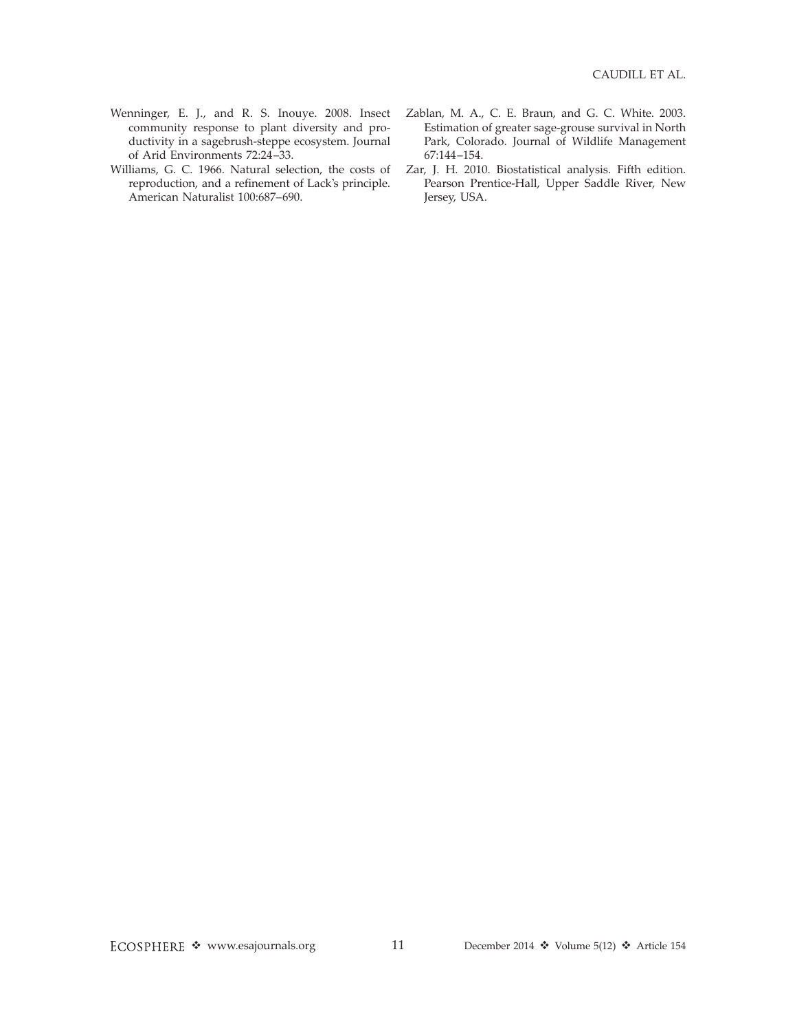Wenninger, E. J., and R. S. Inouye. 2008. Insect community response to plant diversity and productivity in a sagebrush-steppe ecosystem. Journal of Arid Environments 72:24–33.

Williams, G. C. 1966. Natural selection, the costs of reproduction, and a refinement of Lack's principle. American Naturalist 100:687–690.

Zablan, M. A., C. E. Braun, and G. C. White. 2003. Estimation of greater sage-grouse survival in North Park, Colorado. Journal of Wildlife Management 67:144–154.

Zar, J. H. 2010. Biostatistical analysis. Fifth edition. Pearson Prentice-Hall, Upper Saddle River, New Jersey, USA.